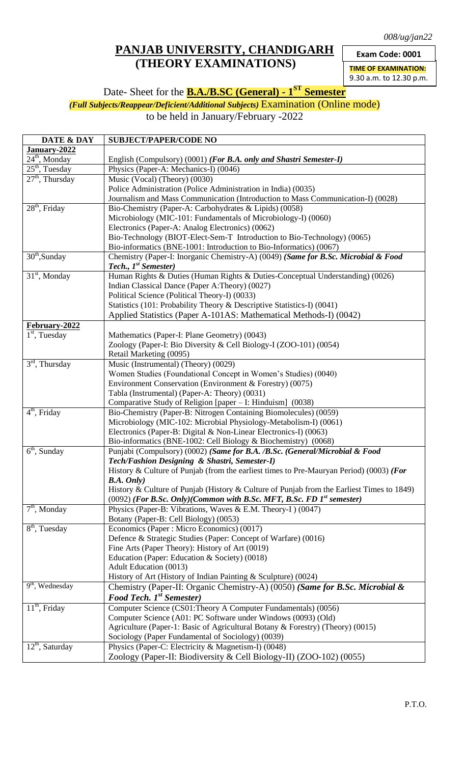*008/ug/jan22*

# PANJAB UNIVERSITY, CHANDIGARH
## (THEORY EXAMINATIONS)

**Exam Code: 0001**

**TIME OF EXAMINATION:**
9.30 a.m. to 12.30 p.m.

### Date- Sheet for the **B.A./B.SC (General) - 1ST Semester**

***(Full Subjects/Reappear/Deficient/Additional Subjects)*** Examination (Online mode)
to be held in January/February -2022

| DATE & DAY | SUBJECT/PAPER/CODE NO |
|---|---|
| **January-2022** | |
| 24th, Monday | English (Compulsory) (0001) ***(For B.A. only and Shastri Semester-I)*** |
| 25th, Tuesday | Physics (Paper-A: Mechanics-I) (0046) |
| 27th, Thursday | Music (Vocal) (Theory) (0030)<br>Police Administration (Police Administration in India) (0035)<br>Journalism and Mass Communication (Introduction to Mass Communication-I) (0028) |
| 28th, Friday | Bio-Chemistry (Paper-A: Carbohydrates & Lipids) (0058)<br>Microbiology (MIC-101: Fundamentals of Microbiology-I) (0060)<br>Electronics (Paper-A: Analog Electronics) (0062)<br>Bio-Technology (BIOT-Elect-Sem-T Introduction to Bio-Technology) (0065)<br>Bio-informatics (BNE-1001: Introduction to Bio-Informatics) (0067) |
| 30th, Sunday | Chemistry (Paper-I: Inorganic Chemistry-A) (0049) ***(Same for B.Sc. Microbial & Food Tech., 1st Semester)*** |
| 31st, Monday | Human Rights & Duties (Human Rights & Duties-Conceptual Understanding) (0026)<br>Indian Classical Dance (Paper A:Theory) (0027)<br>Political Science (Political Theory-I) (0033)<br>Statistics (101: Probability Theory & Descriptive Statistics-I) (0041)<br>Applied Statistics (Paper A-101AS: Mathematical Methods-I) (0042) |
| **February-2022** | |
| 1st, Tuesday | Mathematics (Paper-I: Plane Geometry) (0043)<br>Zoology (Paper-I: Bio Diversity & Cell Biology-I (ZOO-101) (0054)<br>Retail Marketing (0095) |
| 3rd, Thursday | Music (Instrumental) (Theory) (0029)<br>Women Studies (Foundational Concept in Women's Studies) (0040)<br>Environment Conservation (Environment & Forestry) (0075)<br>Tabla (Instrumental) (Paper-A: Theory) (0031)<br>Comparative Study of Religion [paper – I: Hinduism] (0038) |
| 4th, Friday | Bio-Chemistry (Paper-B: Nitrogen Containing Biomolecules) (0059)<br>Microbiology (MIC-102: Microbial Physiology-Metabolism-I) (0061)<br>Electronics (Paper-B: Digital & Non-Linear Electronics-I) (0063)<br>Bio-informatics (BNE-1002: Cell Biology & Biochemistry) (0068) |
| 6th, Sunday | Punjabi (Compulsory) (0002) ***(Same for B.A. /B.Sc. (General/Microbial & Food Tech/Fashion Designing & Shastri, Semester-I)***<br>History & Culture of Punjab (from the earliest times to Pre-Mauryan Period) (0003) ***(For B.A. Only)***<br>History & Culture of Punjab (History & Culture of Punjab from the Earliest Times to 1849) (0092) ***(For B.Sc. Only)(Common with B.Sc. MFT, B.Sc. FD 1st semester)*** |
| 7th, Monday | Physics (Paper-B: Vibrations, Waves & E.M. Theory-I ) (0047)<br>Botany (Paper-B: Cell Biology) (0053) |
| 8th, Tuesday | Economics (Paper : Micro Economics) (0017)<br>Defence & Strategic Studies (Paper: Concept of Warfare) (0016)<br>Fine Arts (Paper Theory): History of Art (0019)<br>Education (Paper: Education & Society) (0018)<br>Adult Education (0013)<br>History of Art (History of Indian Painting & Sculpture) (0024) |
| 9th, Wednesday | Chemistry (Paper-II: Organic Chemistry-A) (0050) ***(Same for B.Sc. Microbial & Food Tech. 1st Semester)*** |
| 11th, Friday | Computer Science (CS01:Theory A Computer Fundamentals) (0056)<br>Computer Science (A01: PC Software under Windows (0093) (Old)<br>Agriculture (Paper-1: Basic of Agricultural Botany & Forestry) (Theory) (0015)<br>Sociology (Paper Fundamental of Sociology) (0039) |
| 12th, Saturday | Physics (Paper-C: Electricity & Magnetism-I) (0048)<br>Zoology (Paper-II: Biodiversity & Cell Biology-II) (ZOO-102) (0055) |

P.T.O.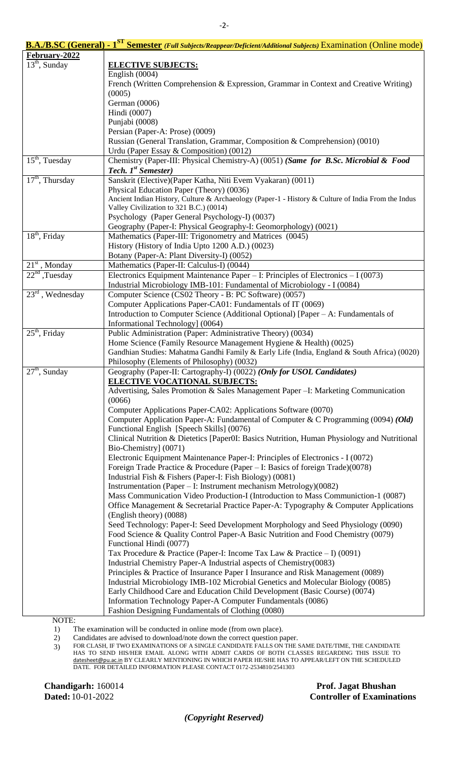**B.A./B.SC (General) - 1ST Semester** *(Full Subjects/Reappear/Deficient/Additional Subjects)* Examination (Online mode)

| February-2022 | |
|---|---|
| 13th, Sunday | **ELECTIVE SUBJECTS:**<br>English (0004)<br>French (Written Comprehension & Expression, Grammar in Context and Creative Writing) (0005)<br>German (0006)<br>Hindi (0007)<br>Punjabi (0008)<br>Persian (Paper-A: Prose) (0009)<br>Russian (General Translation, Grammar, Composition & Comprehension) (0010)<br>Urdu (Paper Essay & Composition) (0012) |
| 15th, Tuesday | Chemistry (Paper-III: Physical Chemistry-A) (0051) ***(Same for B.Sc. Microbial & Food Tech. 1st Semester)*** |
| 17th, Thursday | Sanskrit (Elective)(Paper Katha, Niti Evem Vyakaran) (0011)<br>Physical Education Paper (Theory) (0036)<br>Ancient Indian History, Culture & Archaeology (Paper-1 - History & Culture of India From the Indus Valley Civilization to 321 B.C.) (0014)<br>Psychology (Paper General Psychology-I) (0037)<br>Geography (Paper-I: Physical Geography-I: Geomorphology) (0021) |
| 18th, Friday | Mathematics (Paper-III: Trigonometry and Matrices (0045)<br>History (History of India Upto 1200 A.D.) (0023)<br>Botany (Paper-A: Plant Diversity-I) (0052) |
| 21st, Monday | Mathematics (Paper-II: Calculus-I) (0044) |
| 22nd, Tuesday | Electronics Equipment Maintenance Paper – I: Principles of Electronics – I (0073)<br>Industrial Microbiology IMB-101: Fundamental of Microbiology - I (0084) |
| 23rd, Wednesday | Computer Science (CS02 Theory - B: PC Software) (0057)<br>Computer Applications Paper-CA01: Fundamentals of IT (0069)<br>Introduction to Computer Science (Additional Optional) [Paper – A: Fundamentals of Informational Technology] (0064) |
| 25th, Friday | Public Administration (Paper: Administrative Theory) (0034)<br>Home Science (Family Resource Management Hygiene & Health) (0025)<br>Gandhian Studies: Mahatma Gandhi Family & Early Life (India, England & South Africa) (0020)<br>Philosophy (Elements of Philosophy) (0032) |
| 27th, Sunday | Geography (Paper-II: Cartography-I) (0022) ***(Only for USOL Candidates)***<br>**ELECTIVE VOCATIONAL SUBJECTS:**<br>Advertising, Sales Promotion & Sales Management Paper –I: Marketing Communication (0066)<br>Computer Applications Paper-CA02: Applications Software (0070)<br>Computer Application Paper-A: Fundamental of Computer & C Programming (0094) ***(Old)***<br>Functional English [Speech Skills] (0076)<br>Clinical Nutrition & Dietetics [Paper0I: Basics Nutrition, Human Physiology and Nutritional Bio-Chemistry] (0071)<br>Electronic Equipment Maintenance Paper-I: Principles of Electronics - I (0072)<br>Foreign Trade Practice & Procedure (Paper – I: Basics of foreign Trade)(0078)<br>Industrial Fish & Fishers (Paper-I: Fish Biology) (0081)<br>Instrumentation (Paper – I: Instrument mechanism Metrology)(0082)<br>Mass Communication Video Production-I (Introduction to Mass Communiction-1 (0087)<br>Office Management & Secretarial Practice Paper-A: Typography & Computer Applications (English theory) (0088)<br>Seed Technology: Paper-I: Seed Development Morphology and Seed Physiology (0090)<br>Food Science & Quality Control Paper-A Basic Nutrition and Food Chemistry (0079)<br>Functional Hindi (0077)<br>Tax Procedure & Practice (Paper-I: Income Tax Law & Practice – I) (0091)<br>Industrial Chemistry Paper-A Industrial aspects of Chemistry(0083)<br>Principles & Practice of Insurance Paper I Insurance and Risk Management (0089)<br>Industrial Microbiology IMB-102 Microbial Genetics and Molecular Biology (0085)<br>Early Childhood Care and Education Child Development (Basic Course) (0074)<br>Information Technology Paper-A Computer Fundamentals (0086)<br>Fashion Designing Fundamentals of Clothing (0080) |

NOTE:

1) The examination will be conducted in online mode (from own place).
2) Candidates are advised to download/note down the correct question paper.
3) FOR CLASH, IF TWO EXAMINATIONS OF A SINGLE CANDIDATE FALLS ON THE SAME DATE/TIME, THE CANDIDATE HAS TO SEND HIS/HER EMAIL ALONG WITH ADMIT CARDS OF BOTH CLASSES REGARDING THIS ISSUE TO datesheet@pu.ac.in BY CLEARLY MENTIONING IN WHICH PAPER HE/SHE HAS TO APPEAR/LEFT ON THE SCHEDULED DATE. FOR DETAILED INFORMATION PLEASE CONTACT 0172-2534810/2541303

**Chandigarh:** 160014
**Dated:** 10-01-2022

**Prof. Jagat Bhushan**
**Controller of Examinations**

*(Copyright Reserved)*